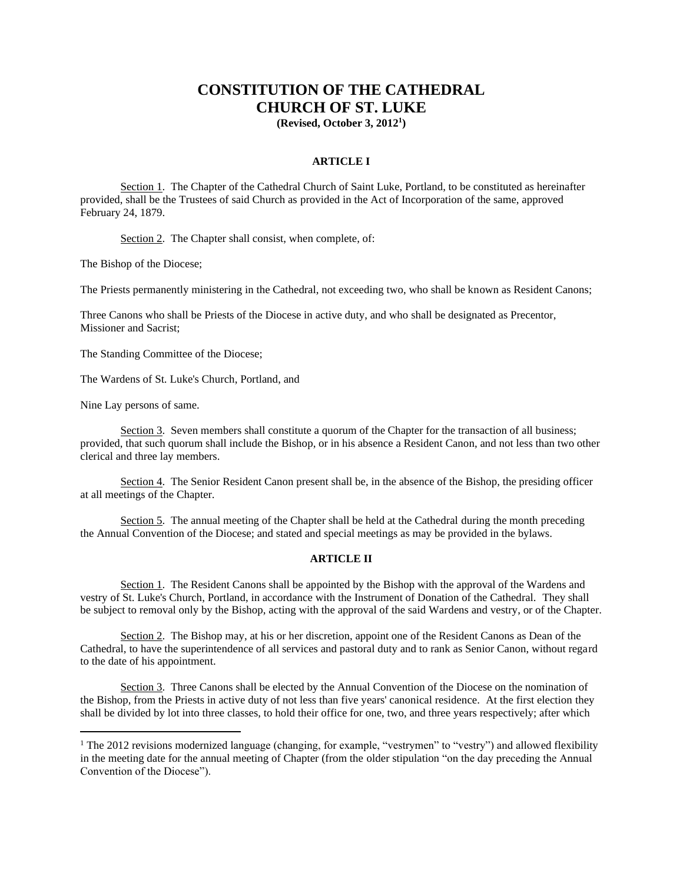# CONSTITUTION OF THE CATHEDRAL CHURCH OF ST. LUKE

**(Revised, October 3, 2012[1])**

### ARTICLE I

Section 1. The Chapter of the Cathedral Church of Saint Luke, Portland, to be constituted as hereinafter provided, shall be the Trustees of said Church as provided in the Act of Incorporation of the same, approved February 24, 1879.

Section 2. The Chapter shall consist, when complete, of:

The Bishop of the Diocese;

The Priests permanently ministering in the Cathedral, not exceeding two, who shall be known as Resident Canons;

Three Canons who shall be Priests of the Diocese in active duty, and who shall be designated as Precentor, Missioner and Sacrist;

The Standing Committee of the Diocese;

The Wardens of St. Luke's Church, Portland, and

Nine Lay persons of same.

Section 3. Seven members shall constitute a quorum of the Chapter for the transaction of all business; provided, that such quorum shall include the Bishop, or in his absence a Resident Canon, and not less than two other clerical and three lay members.

Section 4. The Senior Resident Canon present shall be, in the absence of the Bishop, the presiding officer at all meetings of the Chapter.

Section 5. The annual meeting of the Chapter shall be held at the Cathedral during the month preceding the Annual Convention of the Diocese; and stated and special meetings as may be provided in the bylaws.

### ARTICLE II

Section 1. The Resident Canons shall be appointed by the Bishop with the approval of the Wardens and vestry of St. Luke's Church, Portland, in accordance with the Instrument of Donation of the Cathedral. They shall be subject to removal only by the Bishop, acting with the approval of the said Wardens and vestry, or of the Chapter.

Section 2. The Bishop may, at his or her discretion, appoint one of the Resident Canons as Dean of the Cathedral, to have the superintendence of all services and pastoral duty and to rank as Senior Canon, without regard to the date of his appointment.

Section 3. Three Canons shall be elected by the Annual Convention of the Diocese on the nomination of the Bishop, from the Priests in active duty of not less than five years' canonical residence. At the first election they shall be divided by lot into three classes, to hold their office for one, two, and three years respectively; after which

---

[1] The 2012 revisions modernized language (changing, for example, "vestrymen" to "vestry") and allowed flexibility in the meeting date for the annual meeting of Chapter (from the older stipulation "on the day preceding the Annual Convention of the Diocese").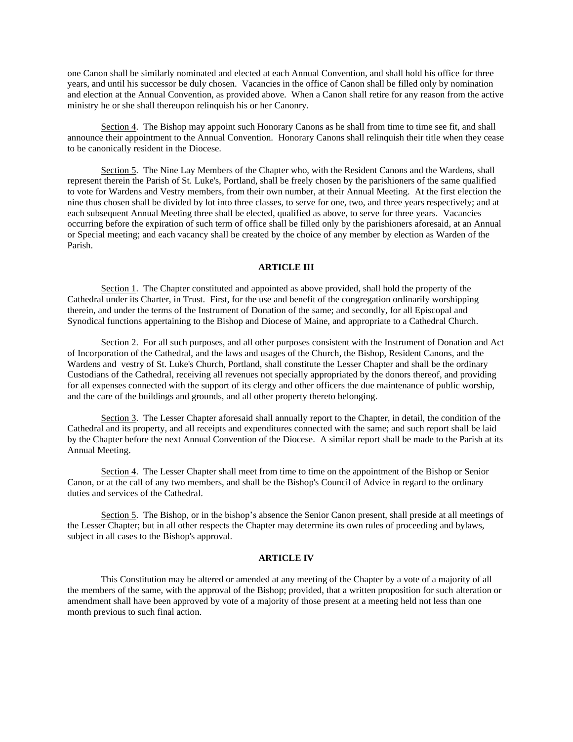one Canon shall be similarly nominated and elected at each Annual Convention, and shall hold his office for three years, and until his successor be duly chosen. Vacancies in the office of Canon shall be filled only by nomination and election at the Annual Convention, as provided above. When a Canon shall retire for any reason from the active ministry he or she shall thereupon relinquish his or her Canonry.

Section 4. The Bishop may appoint such Honorary Canons as he shall from time to time see fit, and shall announce their appointment to the Annual Convention. Honorary Canons shall relinquish their title when they cease to be canonically resident in the Diocese.

Section 5. The Nine Lay Members of the Chapter who, with the Resident Canons and the Wardens, shall represent therein the Parish of St. Luke's, Portland, shall be freely chosen by the parishioners of the same qualified to vote for Wardens and Vestry members, from their own number, at their Annual Meeting. At the first election the nine thus chosen shall be divided by lot into three classes, to serve for one, two, and three years respectively; and at each subsequent Annual Meeting three shall be elected, qualified as above, to serve for three years. Vacancies occurring before the expiration of such term of office shall be filled only by the parishioners aforesaid, at an Annual or Special meeting; and each vacancy shall be created by the choice of any member by election as Warden of the Parish.

## ARTICLE III

Section 1. The Chapter constituted and appointed as above provided, shall hold the property of the Cathedral under its Charter, in Trust. First, for the use and benefit of the congregation ordinarily worshipping therein, and under the terms of the Instrument of Donation of the same; and secondly, for all Episcopal and Synodical functions appertaining to the Bishop and Diocese of Maine, and appropriate to a Cathedral Church.

Section 2. For all such purposes, and all other purposes consistent with the Instrument of Donation and Act of Incorporation of the Cathedral, and the laws and usages of the Church, the Bishop, Resident Canons, and the Wardens and vestry of St. Luke's Church, Portland, shall constitute the Lesser Chapter and shall be the ordinary Custodians of the Cathedral, receiving all revenues not specially appropriated by the donors thereof, and providing for all expenses connected with the support of its clergy and other officers the due maintenance of public worship, and the care of the buildings and grounds, and all other property thereto belonging.

Section 3. The Lesser Chapter aforesaid shall annually report to the Chapter, in detail, the condition of the Cathedral and its property, and all receipts and expenditures connected with the same; and such report shall be laid by the Chapter before the next Annual Convention of the Diocese. A similar report shall be made to the Parish at its Annual Meeting.

Section 4. The Lesser Chapter shall meet from time to time on the appointment of the Bishop or Senior Canon, or at the call of any two members, and shall be the Bishop's Council of Advice in regard to the ordinary duties and services of the Cathedral.

Section 5. The Bishop, or in the bishop's absence the Senior Canon present, shall preside at all meetings of the Lesser Chapter; but in all other respects the Chapter may determine its own rules of proceeding and bylaws, subject in all cases to the Bishop's approval.

## ARTICLE IV

This Constitution may be altered or amended at any meeting of the Chapter by a vote of a majority of all the members of the same, with the approval of the Bishop; provided, that a written proposition for such alteration or amendment shall have been approved by vote of a majority of those present at a meeting held not less than one month previous to such final action.